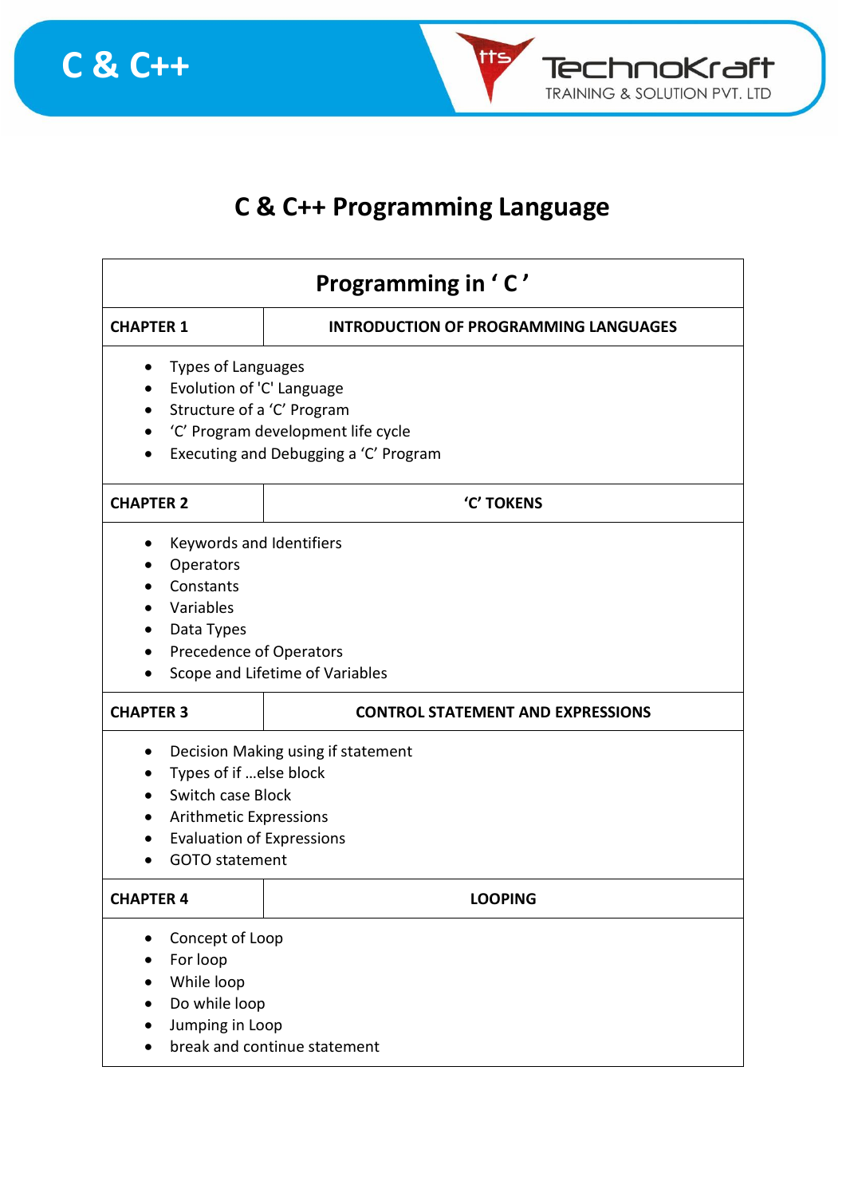# C & C++ Programming Language

## Programming in ' C '

| CHAPTER 1 | INTRODUCTION OF PROGRAMMING LANGUAGES |
|---|---|

- Types of Languages
- Evolution of 'C' Language
- Structure of a 'C' Program
- 'C' Program development life cycle
- Executing and Debugging a 'C' Program

| CHAPTER 2 | 'C' TOKENS |
|---|---|

- Keywords and Identifiers
- Operators
- Constants
- Variables
- Data Types
- Precedence of Operators
- Scope and Lifetime of Variables

| CHAPTER 3 | CONTROL STATEMENT AND EXPRESSIONS |
|---|---|

- Decision Making using if statement
- Types of if …else block
- Switch case Block
- Arithmetic Expressions
- Evaluation of Expressions
- GOTO statement

| CHAPTER 4 | LOOPING |
|---|---|

- Concept of Loop
- For loop
- While loop
- Do while loop
- Jumping in Loop
- break and continue statement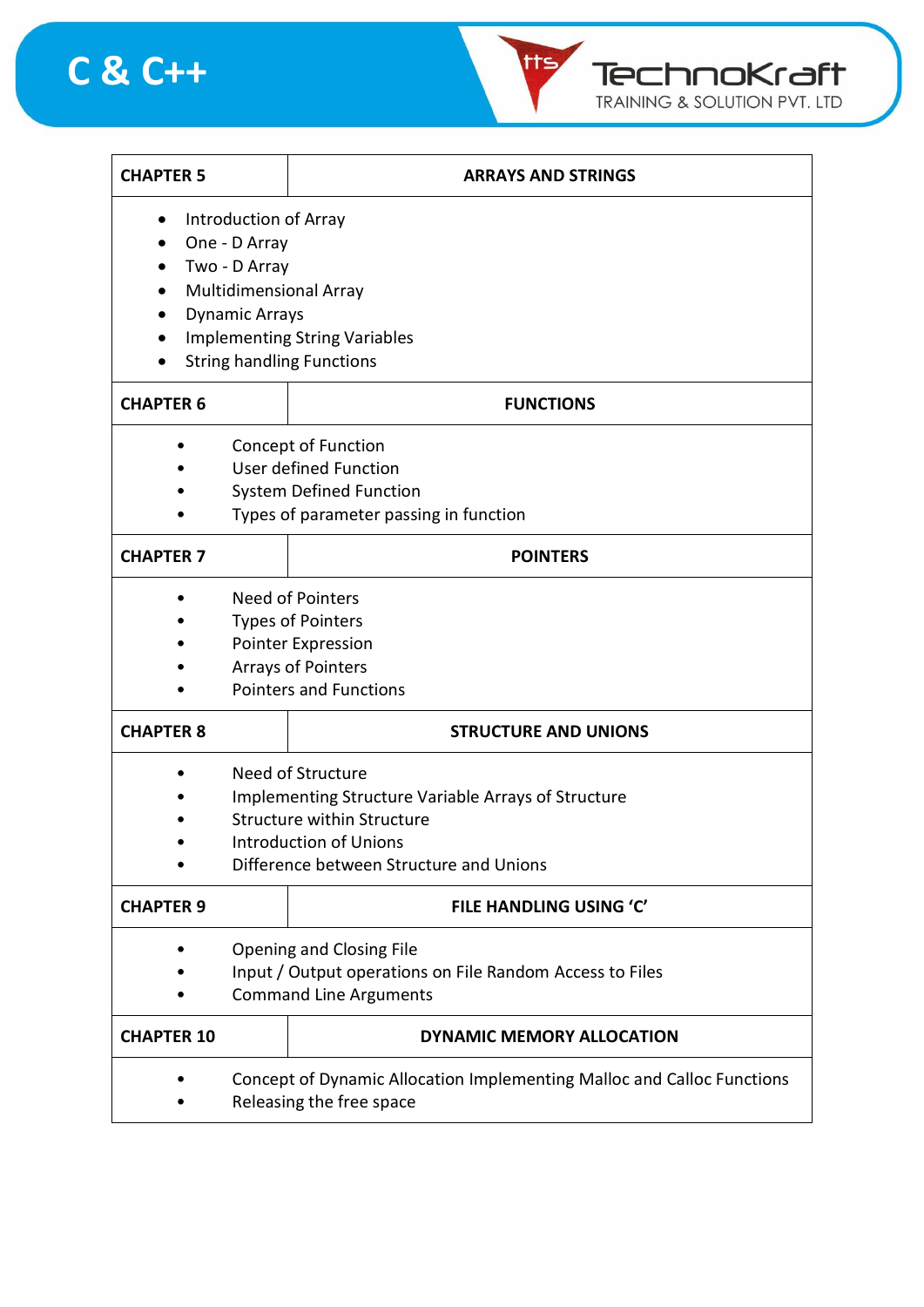| CHAPTER 5 | ARRAYS AND STRINGS |
|---|---|
| • Introduction of Array<br>• One - D Array<br>• Two - D Array<br>• Multidimensional Array<br>• Dynamic Arrays<br>• Implementing String Variables<br>• String handling Functions | |
| **CHAPTER 6** | **FUNCTIONS** |
| • Concept of Function<br>• User defined Function<br>• System Defined Function<br>• Types of parameter passing in function | |
| **CHAPTER 7** | **POINTERS** |
| • Need of Pointers<br>• Types of Pointers<br>• Pointer Expression<br>• Arrays of Pointers<br>• Pointers and Functions | |
| **CHAPTER 8** | **STRUCTURE AND UNIONS** |
| • Need of Structure<br>• Implementing Structure Variable Arrays of Structure<br>• Structure within Structure<br>• Introduction of Unions<br>• Difference between Structure and Unions | |
| **CHAPTER 9** | **FILE HANDLING USING 'C'** |
| • Opening and Closing File<br>• Input / Output operations on File Random Access to Files<br>• Command Line Arguments | |
| **CHAPTER 10** | **DYNAMIC MEMORY ALLOCATION** |
| • Concept of Dynamic Allocation Implementing Malloc and Calloc Functions<br>• Releasing the free space | |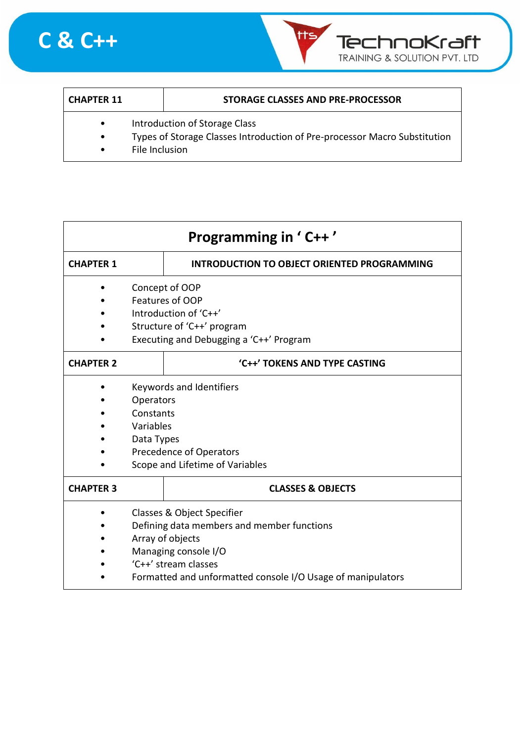| CHAPTER 11 | STORAGE CLASSES AND PRE-PROCESSOR |
|---|---|

- Introduction of Storage Class
- Types of Storage Classes Introduction of Pre-processor Macro Substitution
- File Inclusion

# Programming in ' C++ '

| CHAPTER 1 | INTRODUCTION TO OBJECT ORIENTED PROGRAMMING |
|---|---|

- Concept of OOP
- Features of OOP
- Introduction of 'C++'
- Structure of 'C++' program
- Executing and Debugging a 'C++' Program

| CHAPTER 2 | 'C++' TOKENS AND TYPE CASTING |
|---|---|

- Keywords and Identifiers
- Operators
- Constants
- Variables
- Data Types
- Precedence of Operators
- Scope and Lifetime of Variables

| CHAPTER 3 | CLASSES & OBJECTS |
|---|---|

- Classes & Object Specifier
- Defining data members and member functions
- Array of objects
- Managing console I/O
- 'C++' stream classes
- Formatted and unformatted console I/O Usage of manipulators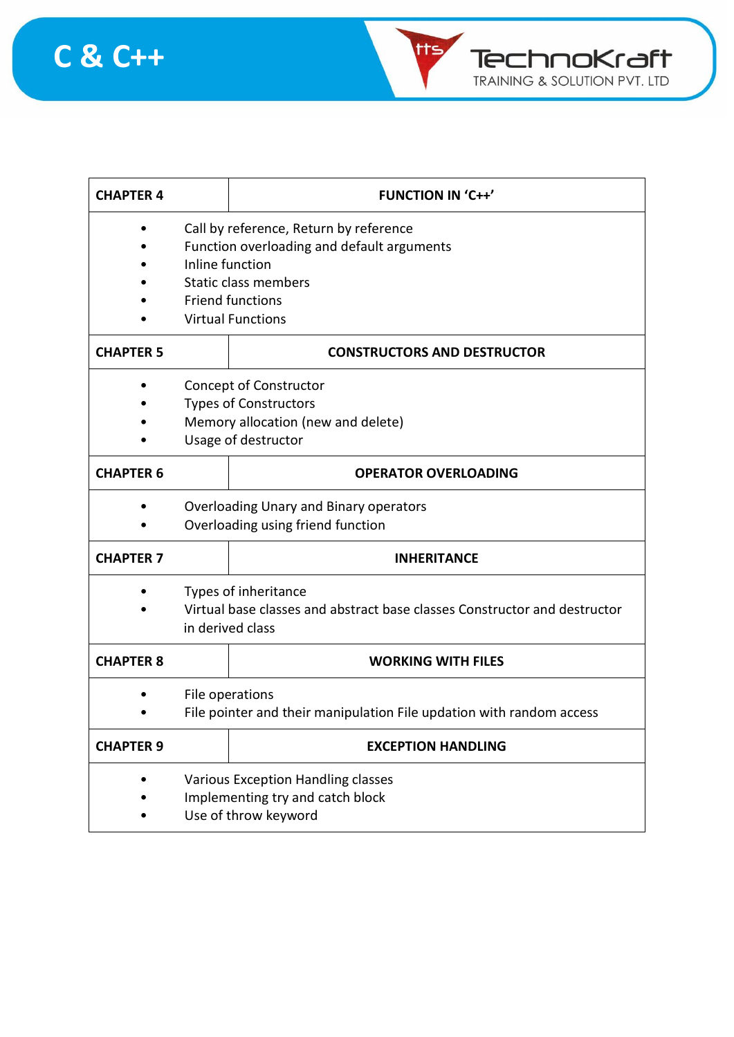| CHAPTER 4 | FUNCTION IN ‘C++’ |
|---|---|
| • Call by reference, Return by reference<br>• Function overloading and default arguments<br>• Inline function<br>• Static class members<br>• Friend functions<br>• Virtual Functions | |
| **CHAPTER 5** | **CONSTRUCTORS AND DESTRUCTOR** |
| • Concept of Constructor<br>• Types of Constructors<br>• Memory allocation (new and delete)<br>• Usage of destructor | |
| **CHAPTER 6** | **OPERATOR OVERLOADING** |
| • Overloading Unary and Binary operators<br>• Overloading using friend function | |
| **CHAPTER 7** | **INHERITANCE** |
| • Types of inheritance<br>• Virtual base classes and abstract base classes Constructor and destructor in derived class | |
| **CHAPTER 8** | **WORKING WITH FILES** |
| • File operations<br>• File pointer and their manipulation File updation with random access | |
| **CHAPTER 9** | **EXCEPTION HANDLING** |
| • Various Exception Handling classes<br>• Implementing try and catch block<br>• Use of throw keyword | |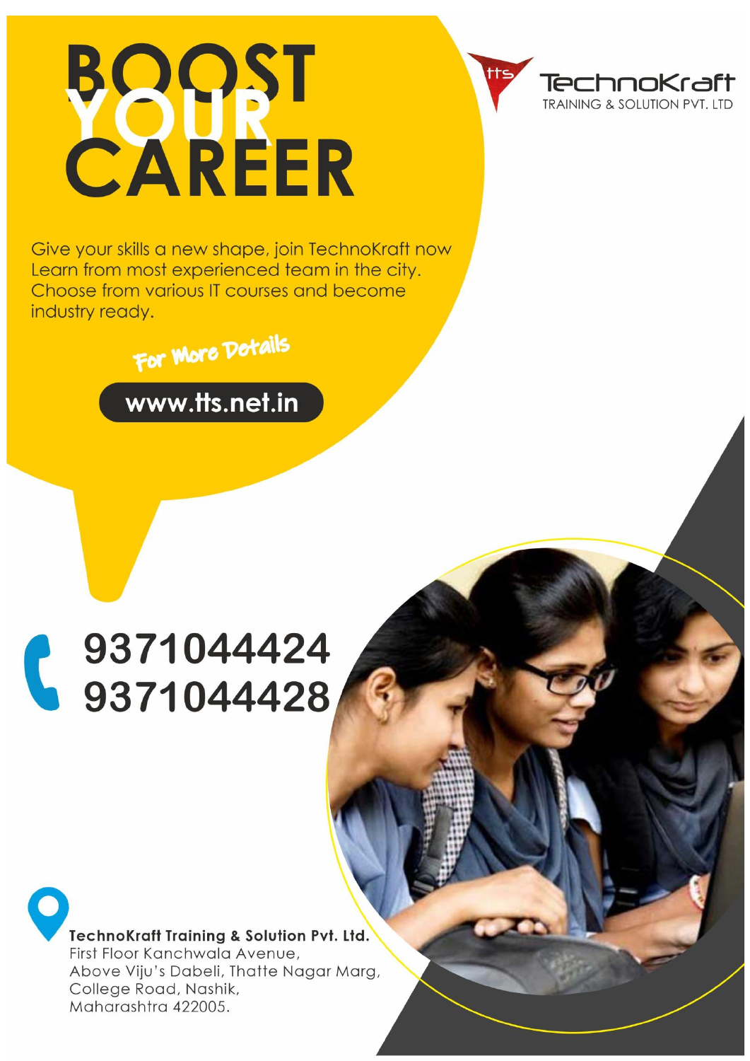# BOOST YOUR CAREER

**TechnoKraft**
TRAINING & SOLUTION PVT. LTD

Give your skills a new shape, join TechnoKraft now
Learn from most experienced team in the city.
Choose from various IT courses and become industry ready.

For More Details

**www.tts.net.in**

**9371044424**
**9371044428**

**TechnoKraft Training & Solution Pvt. Ltd.**
First Floor Kanchwala Avenue,
Above Viju's Dabeli, Thatte Nagar Marg,
College Road, Nashik,
Maharashtra 422005.